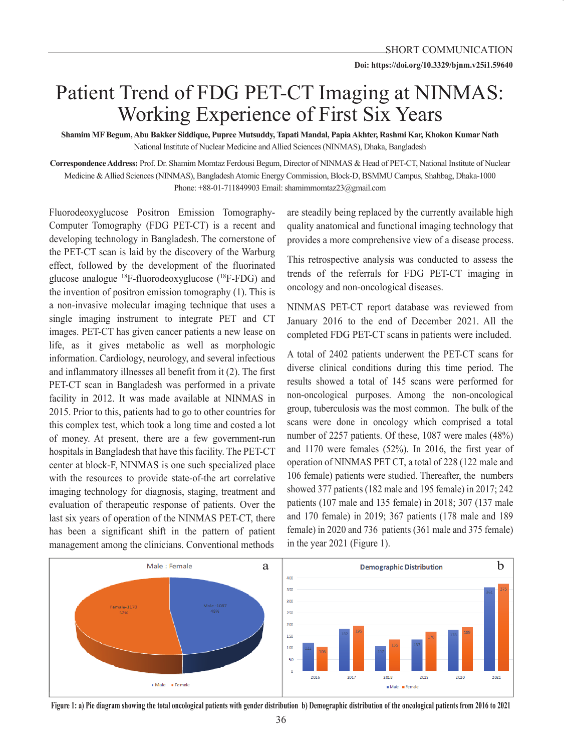SHORT COMMUNICATION

Doi: https://doi.org/10.3329/bjnm.v25i1.59640

# Patient Trend of FDG PET-CT Imaging at NINMAS: Working Experience of First Six Years

**Shamim MF Begum, Abu Bakker Siddique, Pupree Mutsuddy, Tapati Mandal, Papia Akhter, Rashmi Kar, Khokon Kumar Nath**

National Institute of Nuclear Medicine and Allied Sciences (NINMAS), Dhaka, Bangladesh

**Correspondence Address:** Prof. Dr. Shamim Momtaz Ferdousi Begum, Director of NINMAS & Head of PET-CT, National Institute of Nuclear Medicine & Allied Sciences (NINMAS), Bangladesh Atomic Energy Commission, Block-D, BSMMU Campus, Shahbag, Dhaka-1000 Phone: +88-01-711849903 Email: shamimmomtaz23@gmail.com

Fluorodeoxyglucose Positron Emission Tomography-Computer Tomography (FDG PET-CT) is a recent and developing technology in Bangladesh. The cornerstone of the PET-CT scan is laid by the discovery of the Warburg effect, followed by the development of the fluorinated glucose analogue $^{18}$F-fluorodeoxyglucose ($^{18}$F-FDG) and the invention of positron emission tomography (1). This is a non-invasive molecular imaging technique that uses a single imaging instrument to integrate PET and CT images. PET-CT has given cancer patients a new lease on life, as it gives metabolic as well as morphologic information. Cardiology, neurology, and several infectious and inflammatory illnesses all benefit from it (2). The first PET-CT scan in Bangladesh was performed in a private facility in 2012. It was made available at NINMAS in 2015. Prior to this, patients had to go to other countries for this complex test, which took a long time and costed a lot of money. At present, there are a few government-run hospitals in Bangladesh that have this facility. The PET-CT center at block-F, NINMAS is one such specialized place with the resources to provide state-of-the art correlative imaging technology for diagnosis, staging, treatment and evaluation of therapeutic response of patients. Over the last six years of operation of the NINMAS PET-CT, there has been a significant shift in the pattern of patient management among the clinicians. Conventional methods are steadily being replaced by the currently available high quality anatomical and functional imaging technology that provides a more comprehensive view of a disease process.

This retrospective analysis was conducted to assess the trends of the referrals for FDG PET-CT imaging in oncology and non-oncological diseases.

NINMAS PET-CT report database was reviewed from January 2016 to the end of December 2021. All the completed FDG PET-CT scans in patients were included.

A total of 2402 patients underwent the PET-CT scans for diverse clinical conditions during this time period. The results showed a total of 145 scans were performed for non-oncological purposes. Among the non-oncological group, tuberculosis was the most common. The bulk of the scans were done in oncology which comprised a total number of 2257 patients. Of these, 1087 were males (48%) and 1170 were females (52%). In 2016, the first year of operation of NINMAS PET CT, a total of 228 (122 male and 106 female) patients were studied. Thereafter, the numbers showed 377 patients (182 male and 195 female) in 2017; 242 patients (107 male and 135 female) in 2018; 307 (137 male and 170 female) in 2019; 367 patients (178 male and 189 female) in 2020 and 736 patients (361 male and 375 female) in the year 2021 (Figure 1).

**Figure 1: a) Pie diagram showing the total oncological patients with gender distribution b) Demographic distribution of the oncological patients from 2016 to 2021**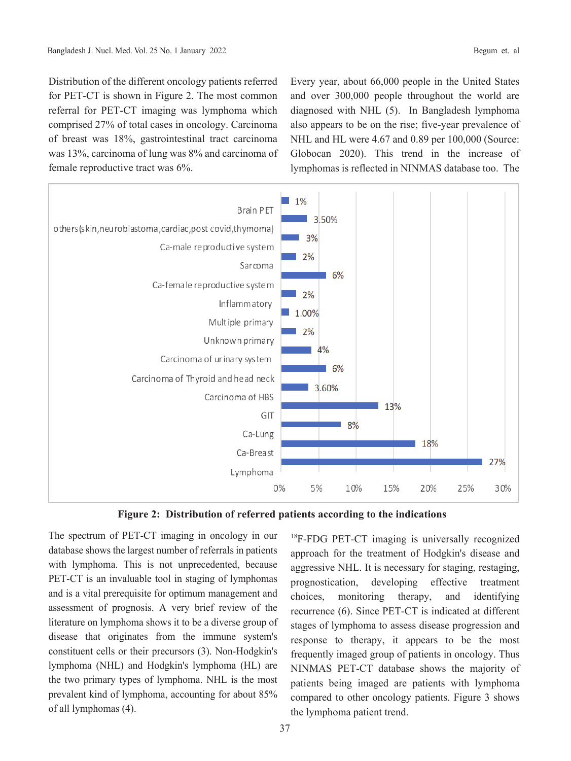Distribution of the different oncology patients referred for PET-CT is shown in Figure 2. The most common referral for PET-CT imaging was lymphoma which comprised 27% of total cases in oncology. Carcinoma of breast was 18%, gastrointestinal tract carcinoma was 13%, carcinoma of lung was 8% and carcinoma of female reproductive tract was 6%.

Every year, about 66,000 people in the United States and over 300,000 people throughout the world are diagnosed with NHL (5). In Bangladesh lymphoma also appears to be on the rise; five-year prevalence of NHL and HL were 4.67 and 0.89 per 100,000 (Source: Globocan 2020). This trend in the increase of lymphomas is reflected in NINMAS database too. The spectrum of PET-CT imaging in oncology in our database shows the largest number of referrals in patients with lymphoma. This is not unprecedented, because PET-CT is an invaluable tool in staging of lymphomas and is a vital prerequisite for optimum management and assessment of prognosis. A very brief review of the literature on lymphoma shows it to be a diverse group of disease that originates from the immune system's constituent cells or their precursors (3). Non-Hodgkin's lymphoma (NHL) and Hodgkin's lymphoma (HL) are the two primary types of lymphoma. NHL is the most prevalent kind of lymphoma, accounting for about 85% of all lymphomas (4).

| Indication | Percentage |
|---|---|
| Brain PET | 1% |
| others (skin, neuroblastoma, cardiac, post covid, thymoma) | 3.50% |
| Ca-male reproductive system | 3% |
| Sarcoma | 2% |
| Ca-female reproductive system | 6% |
| Inflammatory | 2% |
| Multiple primary | 1.00% |
| Unknown primary | 2% |
| Carcinoma of urinary system | 4% |
| Carcinoma of Thyroid and head neck | 6% |
| Carcinoma of HBS | 3.60% |
| GIT | 13% |
| Ca-Lung | 8% |
| Ca-Breast | 18% |
| Lymphoma | 27% |

**Figure 2: Distribution of referred patients according to the indications**

$^{18}$F-FDG PET-CT imaging is universally recognized approach for the treatment of Hodgkin's disease and aggressive NHL. It is necessary for staging, restaging, prognostication, developing effective treatment choices, monitoring therapy, and identifying recurrence (6). Since PET-CT is indicated at different stages of lymphoma to assess disease progression and response to therapy, it appears to be the most frequently imaged group of patients in oncology. Thus NINMAS PET-CT database shows the majority of patients being imaged are patients with lymphoma compared to other oncology patients. Figure 3 shows the lymphoma patient trend.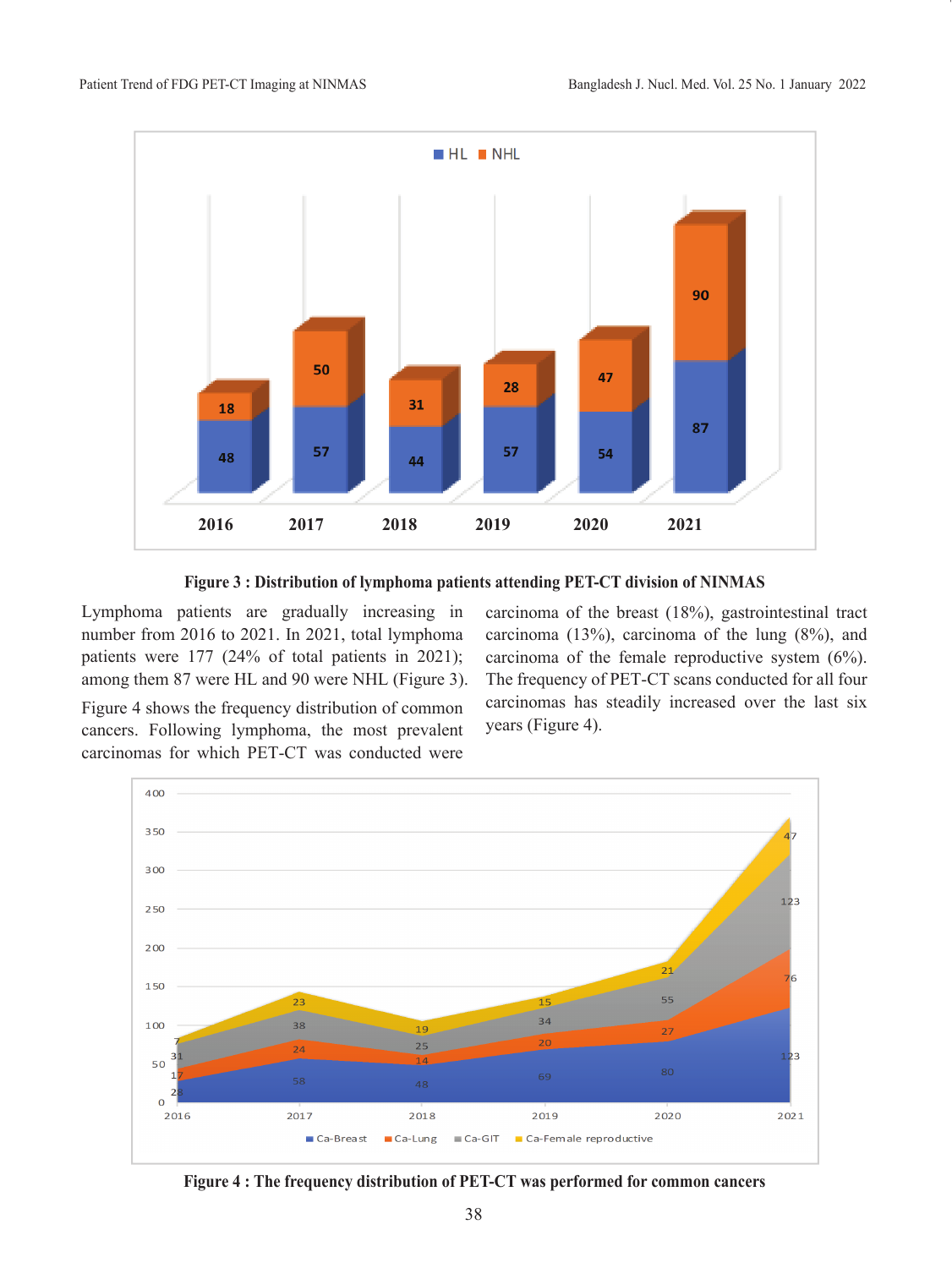**Figure 3 : Distribution of lymphoma patients attending PET-CT division of NINMAS**

Lymphoma patients are gradually increasing in number from 2016 to 2021. In 2021, total lymphoma patients were 177 (24% of total patients in 2021); among them 87 were HL and 90 were NHL (Figure 3).

Figure 4 shows the frequency distribution of common cancers. Following lymphoma, the most prevalent carcinomas for which PET-CT was conducted were carcinoma of the breast (18%), gastrointestinal tract carcinoma (13%), carcinoma of the lung (8%), and carcinoma of the female reproductive system (6%). The frequency of PET-CT scans conducted for all four carcinomas has steadily increased over the last six years (Figure 4).

**Figure 4 : The frequency distribution of PET-CT was performed for common cancers**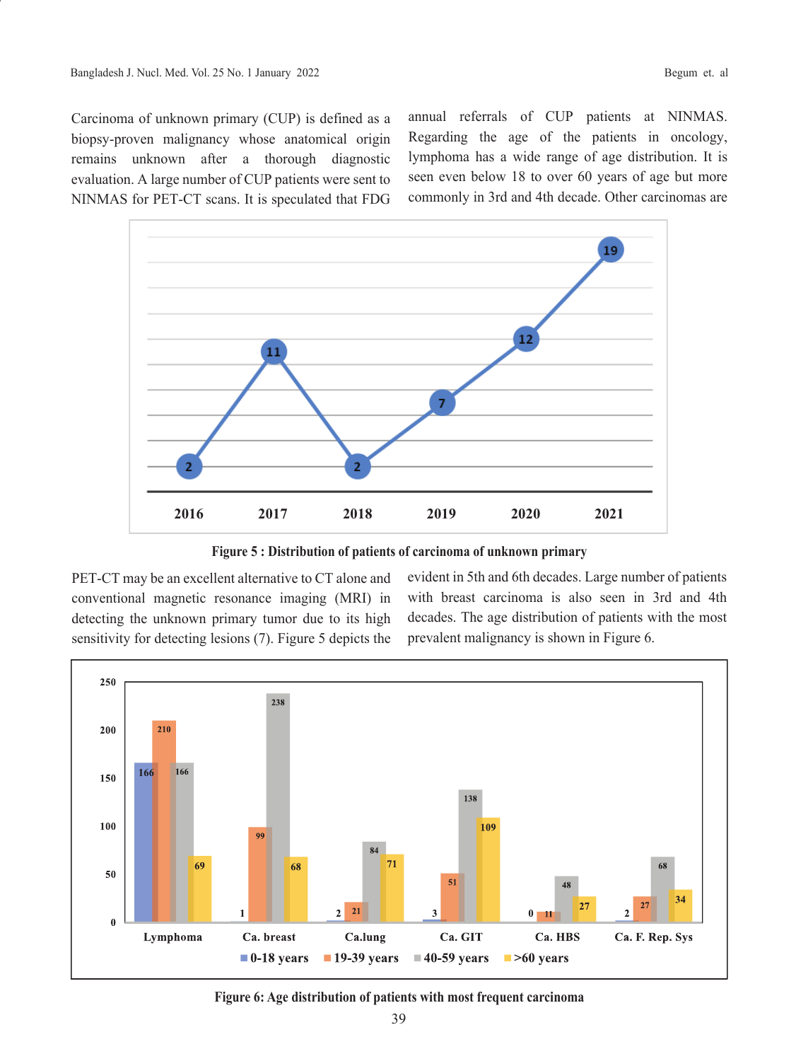Carcinoma of unknown primary (CUP) is defined as a biopsy-proven malignancy whose anatomical origin remains unknown after a thorough diagnostic evaluation. A large number of CUP patients were sent to NINMAS for PET-CT scans. It is speculated that FDG PET-CT may be an excellent alternative to CT alone and conventional magnetic resonance imaging (MRI) in detecting the unknown primary tumor due to its high sensitivity for detecting lesions (7). Figure 5 depicts the annual referrals of CUP patients at NINMAS. Regarding the age of the patients in oncology, lymphoma has a wide range of age distribution. It is seen even below 18 to over 60 years of age but more commonly in 3rd and 4th decade. Other carcinomas are evident in 5th and 6th decades. Large number of patients with breast carcinoma is also seen in 3rd and 4th decades. The age distribution of patients with the most prevalent malignancy is shown in Figure 6.

| Year | 2016 | 2017 | 2018 | 2019 | 2020 | 2021 |
|---|---|---|---|---|---|---|
| Patients | 2 | 11 | 2 | 7 | 12 | 19 |

**Figure 5 : Distribution of patients of carcinoma of unknown primary**

| | Lymphoma | Ca. breast | Ca.lung | Ca. GIT | Ca. HBS | Ca. F. Rep. Sys |
|---|---|---|---|---|---|---|
| 0-18 years | 166 | 1 | 2 | 3 | 0 | 2 |
| 19-39 years | 210 | 99 | 21 | 51 | 11 | 27 |
| 40-59 years | 166 | 238 | 84 | 138 | 48 | 68 |
| >60 years | 69 | 68 | 71 | 109 | 27 | 34 |

**Figure 6: Age distribution of patients with most frequent carcinoma**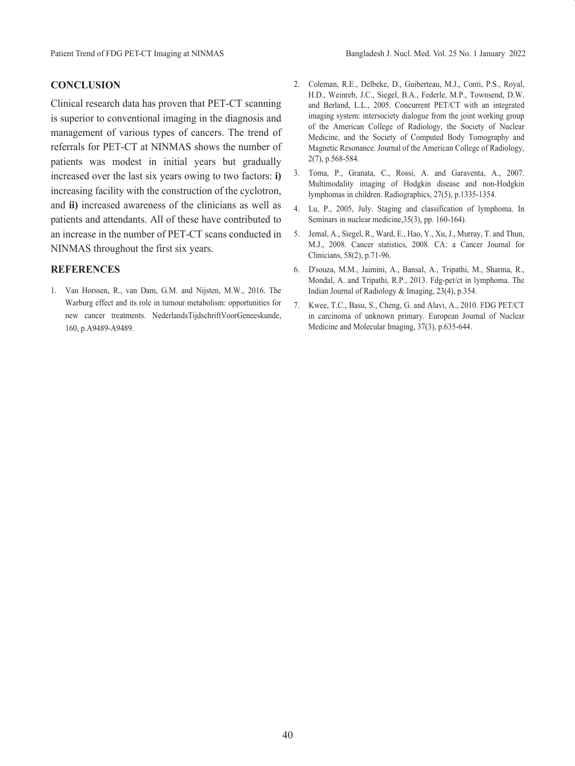## CONCLUSION

Clinical research data has proven that PET-CT scanning is superior to conventional imaging in the diagnosis and management of various types of cancers. The trend of referrals for PET-CT at NINMAS shows the number of patients was modest in initial years but gradually increased over the last six years owing to two factors: **i)** increasing facility with the construction of the cyclotron, and **ii)** increased awareness of the clinicians as well as patients and attendants. All of these have contributed to an increase in the number of PET-CT scans conducted in NINMAS throughout the first six years.

## REFERENCES

1. Van Horssen, R., van Dam, G.M. and Nijsten, M.W., 2016. The Warburg effect and its role in tumour metabolism: opportunities for new cancer treatments. NederlandsTijdschriftVoorGeneeskunde, 160, p.A9489-A9489.
2. Coleman, R.E., Delbeke, D., Guiberteau, M.J., Conti, P.S., Royal, H.D., Weinreb, J.C., Siegel, B.A., Federle, M.P., Townsend, D.W. and Berland, L.L., 2005. Concurrent PET/CT with an integrated imaging system: intersociety dialogue from the joint working group of the American College of Radiology, the Society of Nuclear Medicine, and the Society of Computed Body Tomography and Magnetic Resonance. Journal of the American College of Radiology, 2(7), p.568-584.
3. Toma, P., Granata, C., Rossi, A. and Garaventa, A., 2007. Multimodality imaging of Hodgkin disease and non-Hodgkin lymphomas in children. Radiographics, 27(5), p.1335-1354.
4. Lu, P., 2005, July. Staging and classification of lymphoma. In Seminars in nuclear medicine,35(3), pp. 160-164).
5. Jemal, A., Siegel, R., Ward, E., Hao, Y., Xu, J., Murray, T. and Thun, M.J., 2008. Cancer statistics, 2008. CA: a Cancer Journal for Clinicians, 58(2), p.71-96.
6. D'souza, M.M., Jaimini, A., Bansal, A., Tripathi, M., Sharma, R., Mondal, A. and Tripathi, R.P., 2013. Fdg-pet/ct in lymphoma. The Indian Journal of Radiology & Imaging, 23(4), p.354.
7. Kwee, T.C., Basu, S., Cheng, G. and Alavi, A., 2010. FDG PET/CT in carcinoma of unknown primary. European Journal of Nuclear Medicine and Molecular Imaging, 37(3), p.635-644.